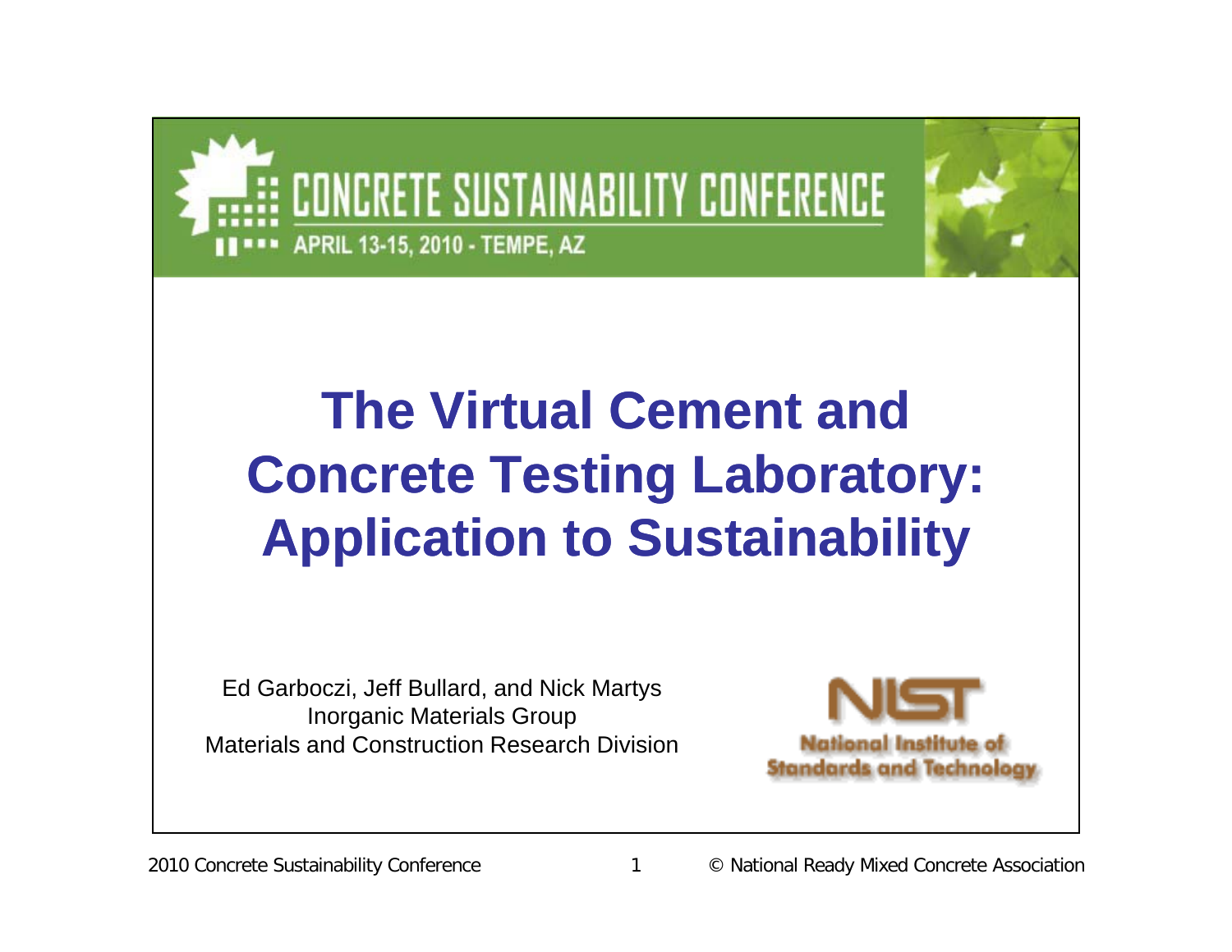CONCRETE SUSTAINABILITY CONFERENCE

APRIL 13-15, 2010 - TEMPE, AZ

# The Virtual Cement and Concrete Testing Laboratory: Application to Sustainability

Ed Garboczi, Jeff Bullard, and Nick Martys
Inorganic Materials Group
Materials and Construction Research Division

NIST
National Institute of Standards and Technology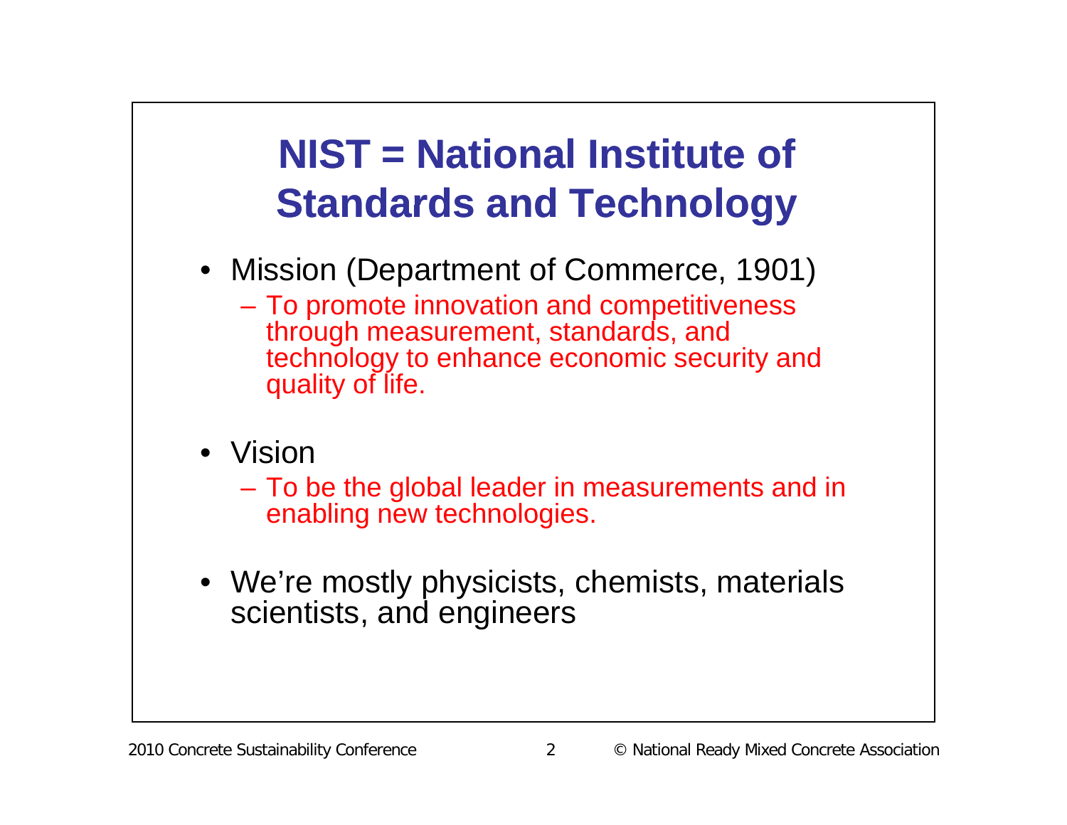# NIST = National Institute of Standards and Technology

- Mission (Department of Commerce, 1901)
  - To promote innovation and competitiveness through measurement, standards, and technology to enhance economic security and quality of life.
- Vision
  - To be the global leader in measurements and in enabling new technologies.
- We're mostly physicists, chemists, materials scientists, and engineers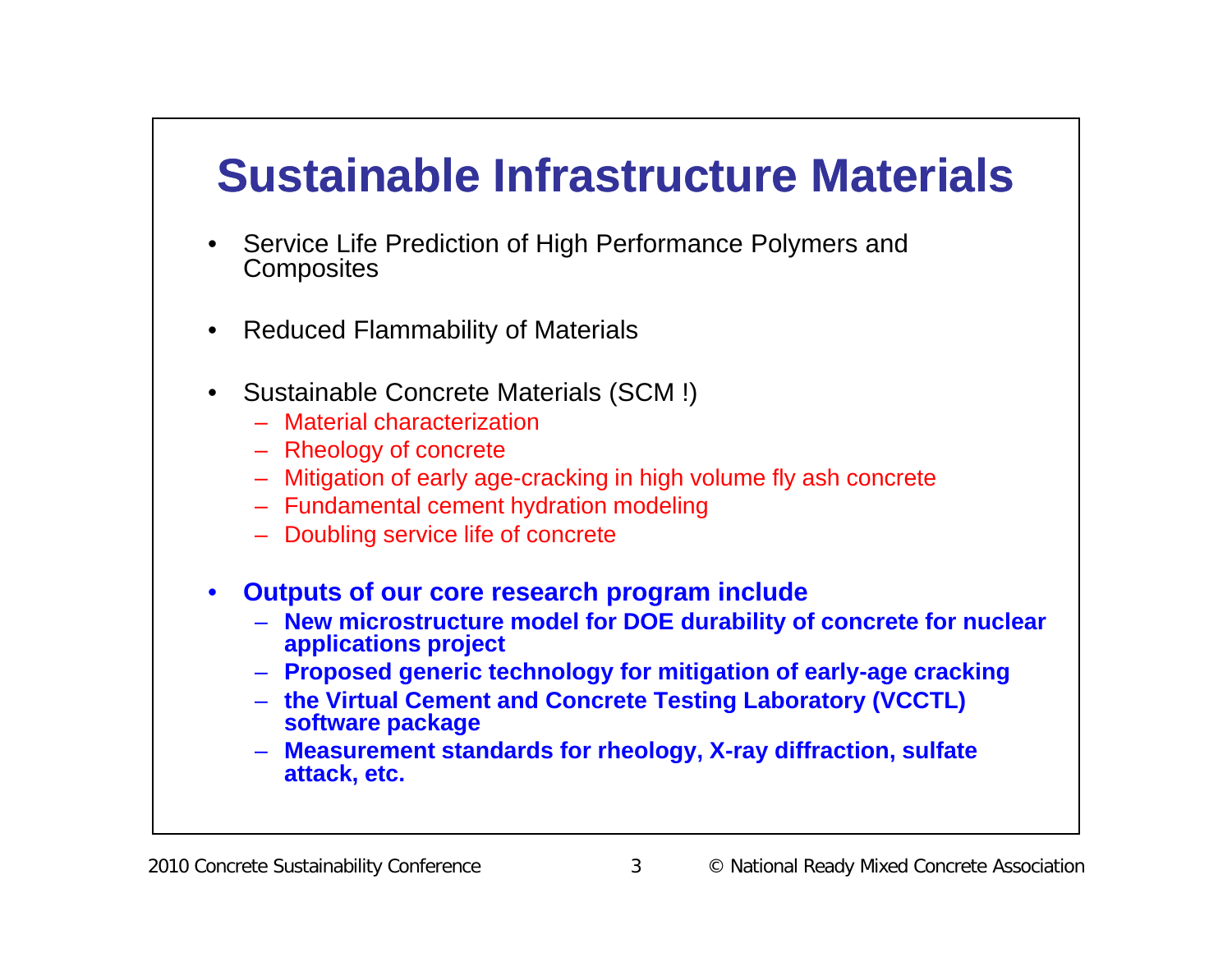# Sustainable Infrastructure Materials

- Service Life Prediction of High Performance Polymers and Composites

- Reduced Flammability of Materials

- Sustainable Concrete Materials (SCM !)
  - Material characterization
  - Rheology of concrete
  - Mitigation of early age-cracking in high volume fly ash concrete
  - Fundamental cement hydration modeling
  - Doubling service life of concrete

- **Outputs of our core research program include**
  - **New microstructure model for DOE durability of concrete for nuclear applications project**
  - **Proposed generic technology for mitigation of early-age cracking**
  - **the Virtual Cement and Concrete Testing Laboratory (VCCTL) software package**
  - **Measurement standards for rheology, X-ray diffraction, sulfate attack, etc.**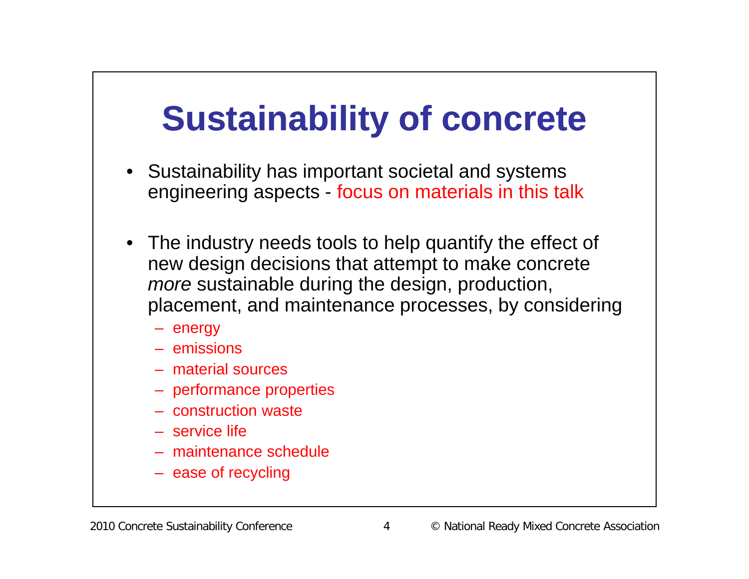# Sustainability of concrete

- Sustainability has important societal and systems engineering aspects - focus on materials in this talk
- The industry needs tools to help quantify the effect of new design decisions that attempt to make concrete *more* sustainable during the design, production, placement, and maintenance processes, by considering
  - energy
  - emissions
  - material sources
  - performance properties
  - construction waste
  - service life
  - maintenance schedule
  - ease of recycling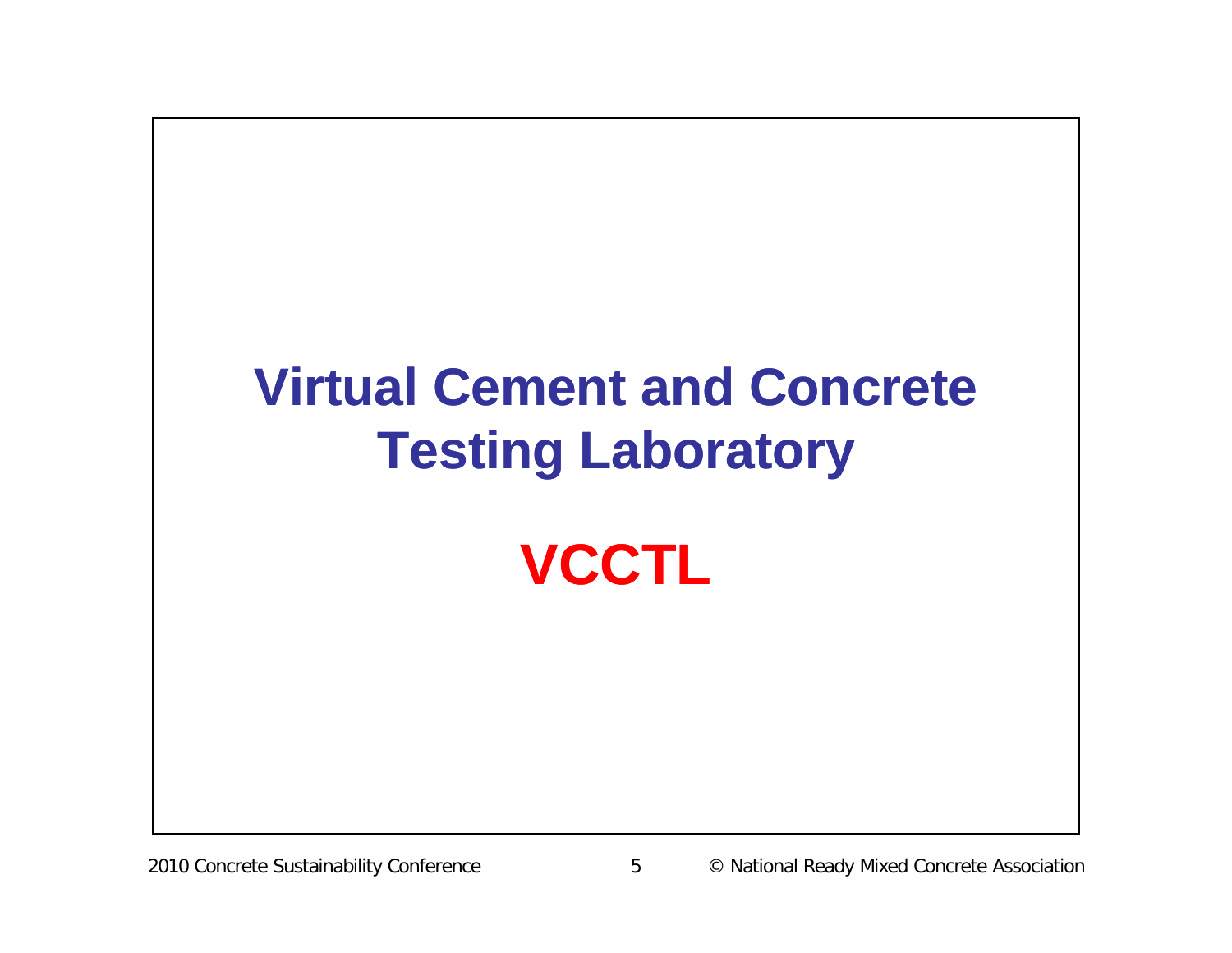# Virtual Cement and Concrete Testing Laboratory

## VCCTL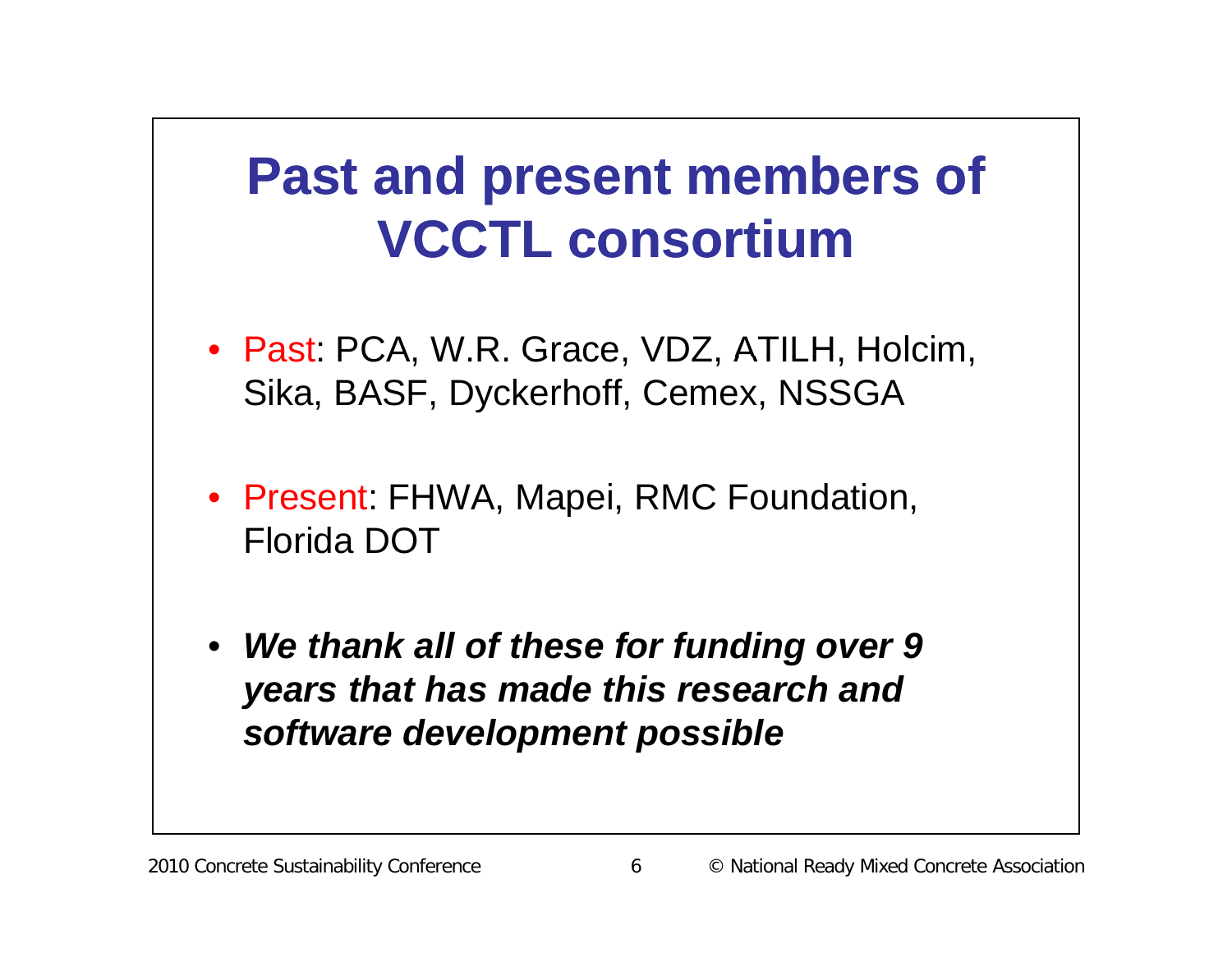# Past and present members of VCCTL consortium

- Past: PCA, W.R. Grace, VDZ, ATILH, Holcim, Sika, BASF, Dyckerhoff, Cemex, NSSGA
- Present: FHWA, Mapei, RMC Foundation, Florida DOT
- ***We thank all of these for funding over 9 years that has made this research and software development possible***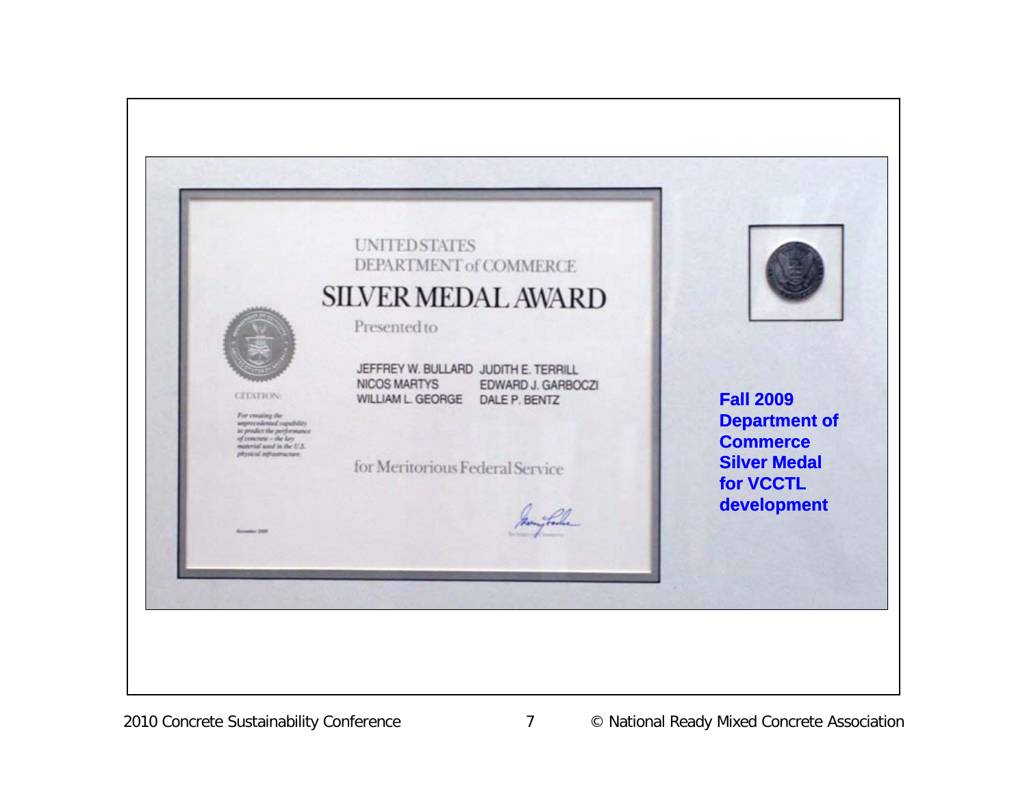UNITED STATES
DEPARTMENT of COMMERCE

# SILVER MEDAL AWARD

Presented to

JEFFREY W. BULLARD
NICOS MARTYS
WILLIAM L. GEORGE
JUDITH E. TERRILL
EDWARD J. GARBOCZI
DALE P. BENTZ

CITATION:

*For creating the unprecedented capability to predict the performance of concrete – the key material used in the U.S. physical infrastructure.*

for Meritorious Federal Service

November 2009

**Fall 2009 Department of Commerce Silver Medal for VCCTL development**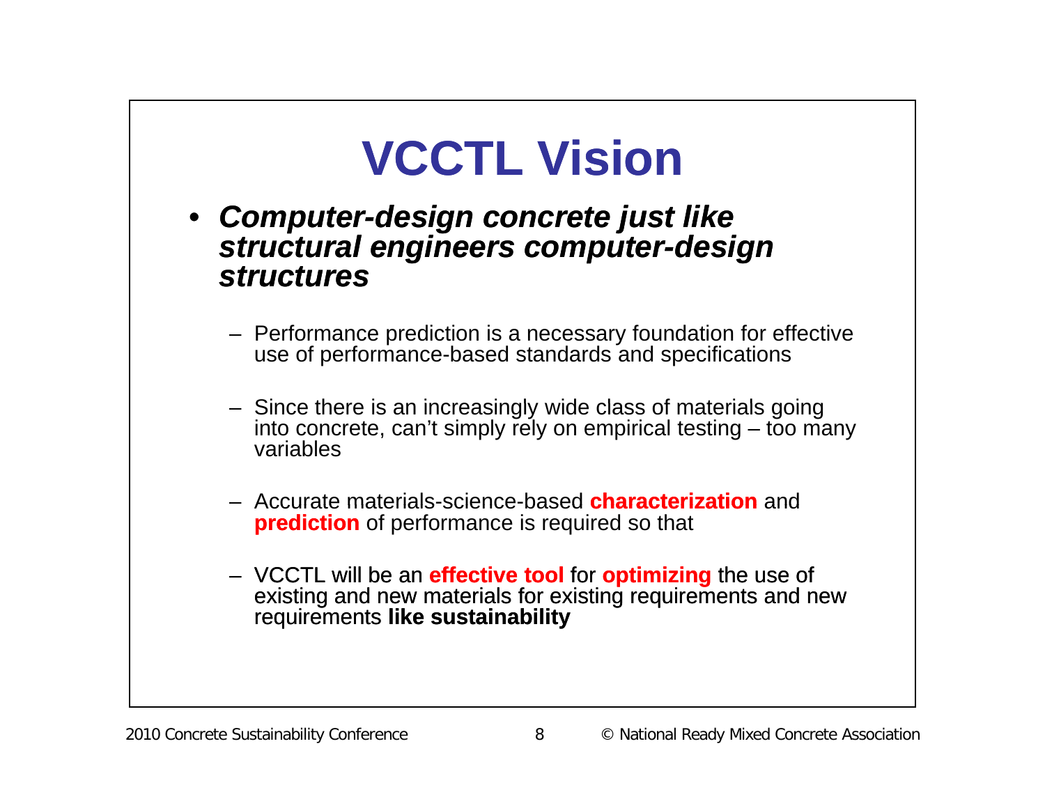# VCCTL Vision

- ***Computer-design concrete just like structural engineers computer-design structures***
  - Performance prediction is a necessary foundation for effective use of performance-based standards and specifications
  - Since there is an increasingly wide class of materials going into concrete, can't simply rely on empirical testing – too many variables
  - Accurate materials-science-based **characterization** and **prediction** of performance is required so that
  - VCCTL will be an **effective tool** for **optimizing** the use of existing and new materials for existing requirements and new requirements **like sustainability**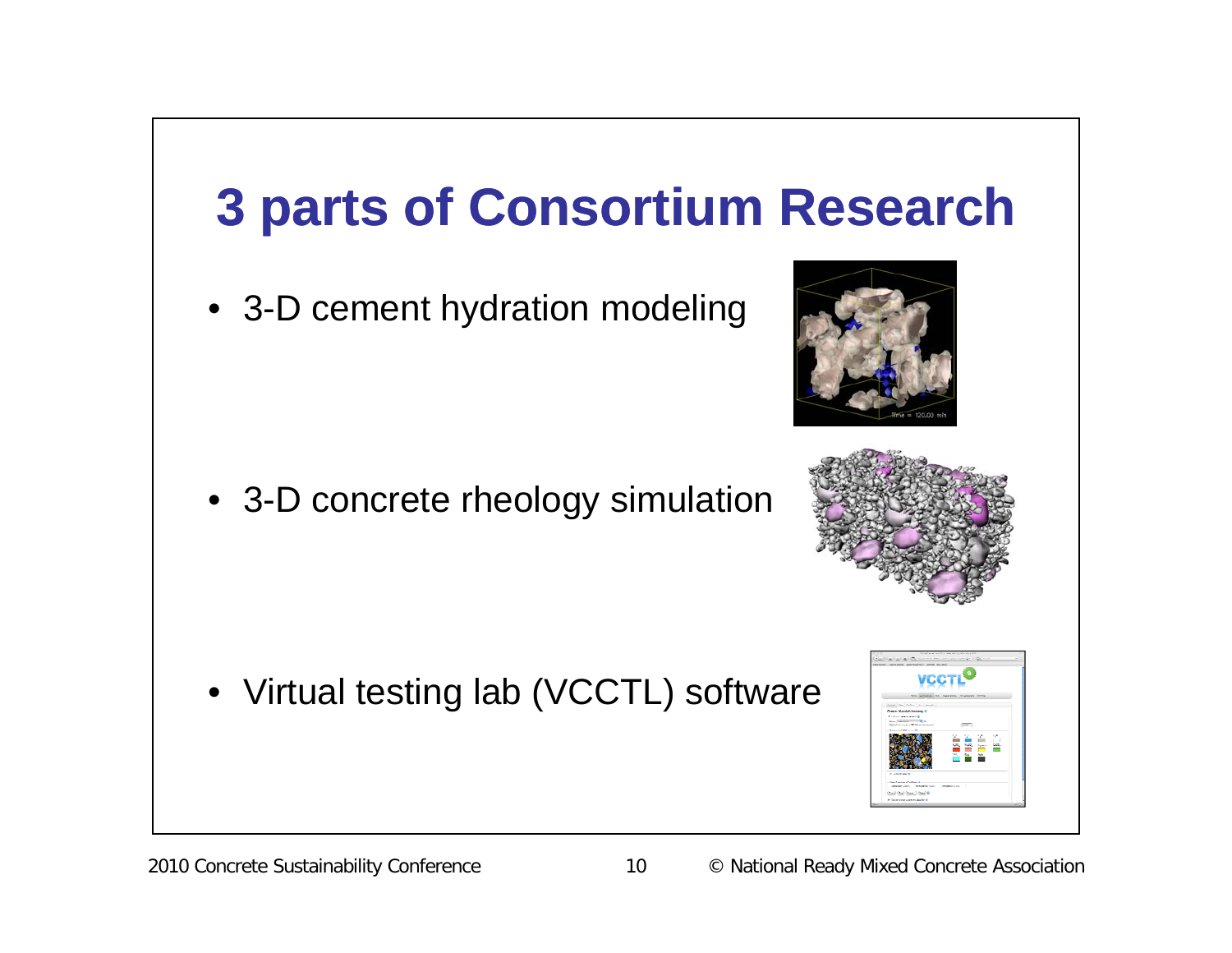# 3 parts of Consortium Research

- 3-D cement hydration modeling
- 3-D concrete rheology simulation
- Virtual testing lab (VCCTL) software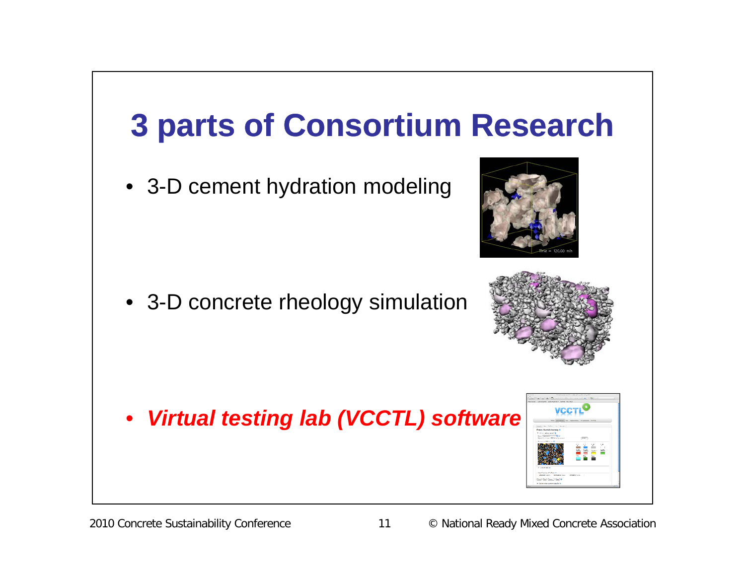# 3 parts of Consortium Research

- 3-D cement hydration modeling
- 3-D concrete rheology simulation
- ***Virtual testing lab (VCCTL) software***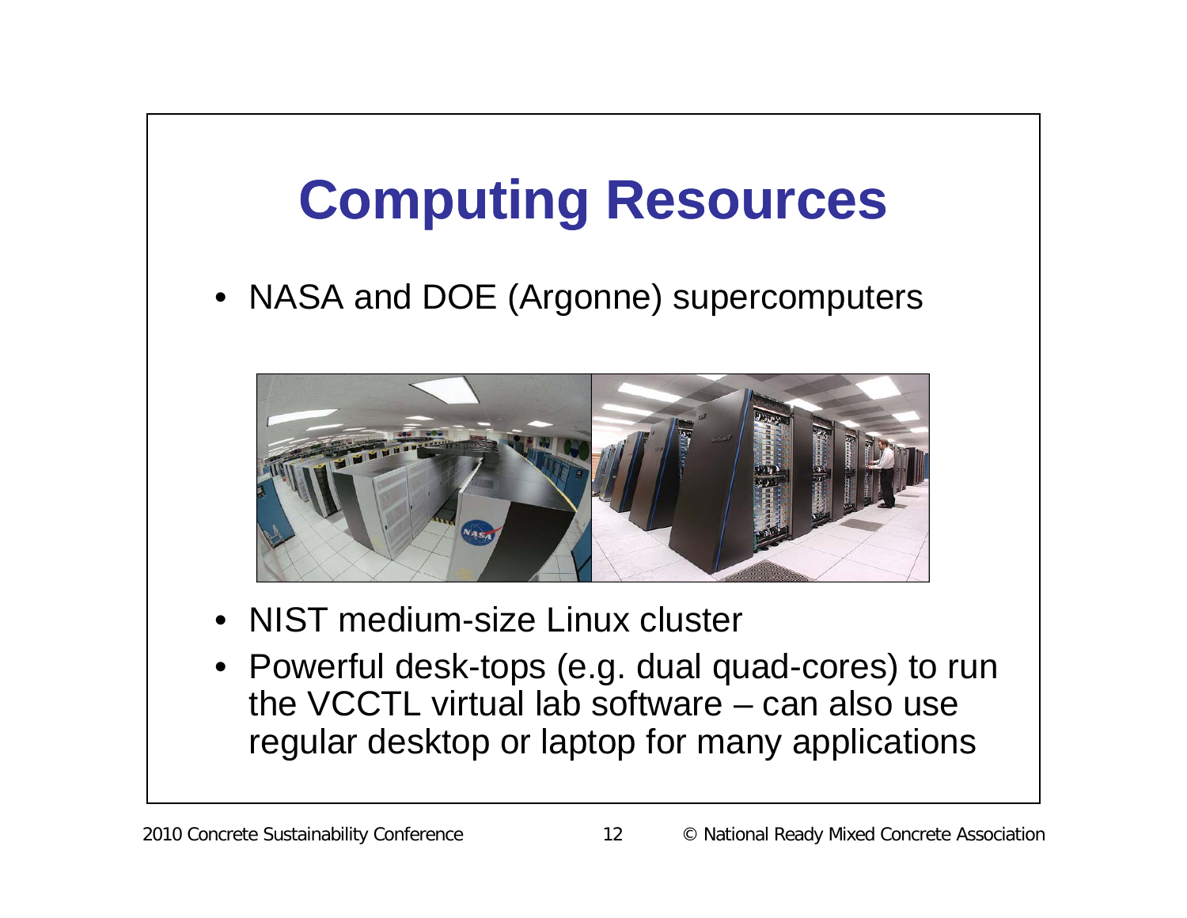# Computing Resources

- NASA and DOE (Argonne) supercomputers
- NIST medium-size Linux cluster
- Powerful desk-tops (e.g. dual quad-cores) to run the VCCTL virtual lab software – can also use regular desktop or laptop for many applications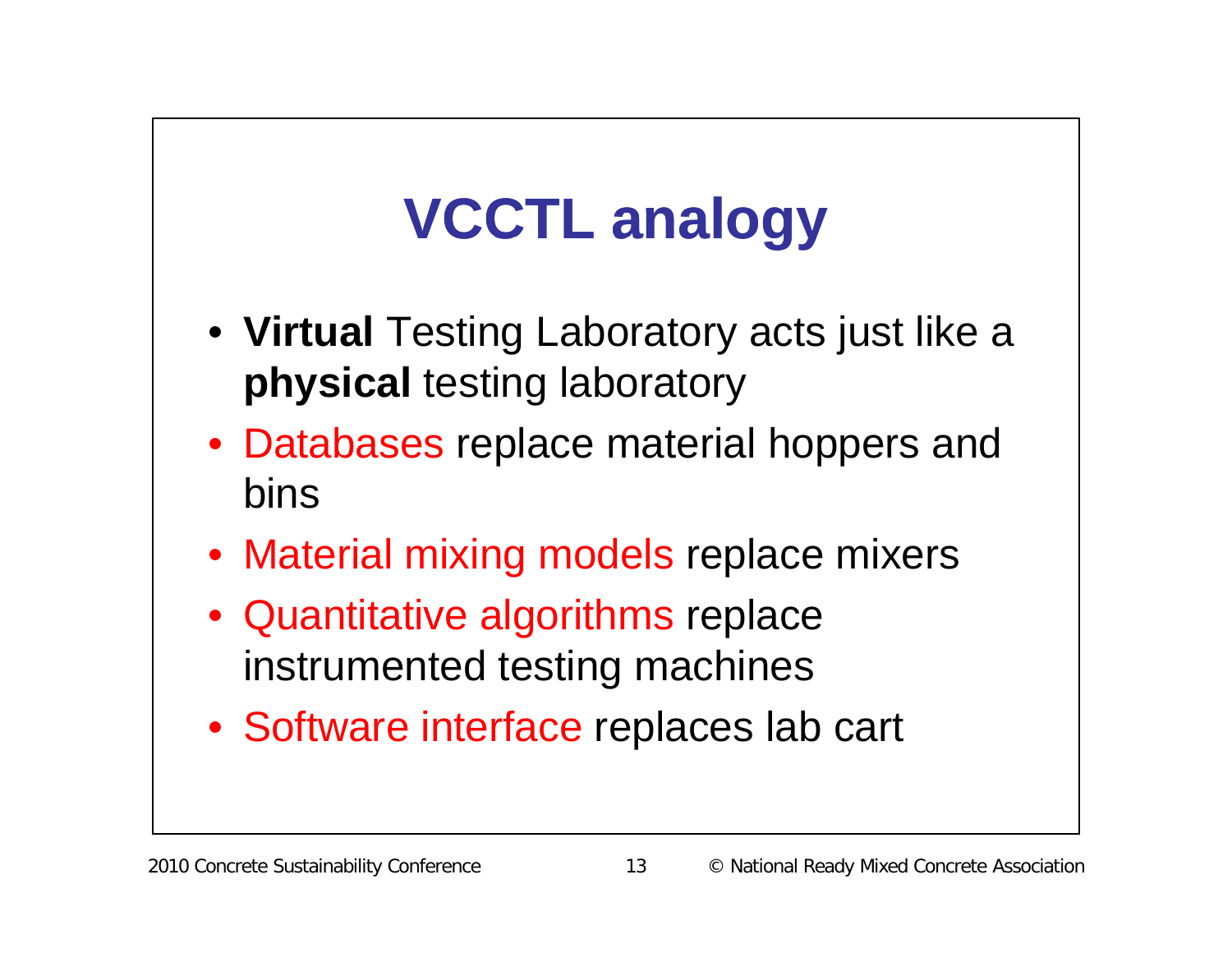# VCCTL analogy

- **Virtual** Testing Laboratory acts just like a **physical** testing laboratory
- Databases replace material hoppers and bins
- Material mixing models replace mixers
- Quantitative algorithms replace instrumented testing machines
- Software interface replaces lab cart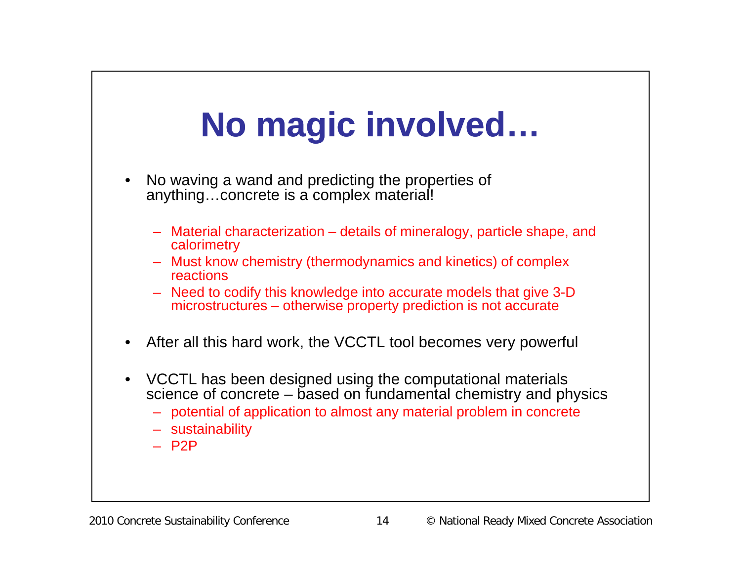# No magic involved…

- No waving a wand and predicting the properties of anything…concrete is a complex material!
  - Material characterization – details of mineralogy, particle shape, and calorimetry
  - Must know chemistry (thermodynamics and kinetics) of complex reactions
  - Need to codify this knowledge into accurate models that give 3-D microstructures – otherwise property prediction is not accurate
- After all this hard work, the VCCTL tool becomes very powerful
- VCCTL has been designed using the computational materials science of concrete – based on fundamental chemistry and physics
  - potential of application to almost any material problem in concrete
  - sustainability
  - P2P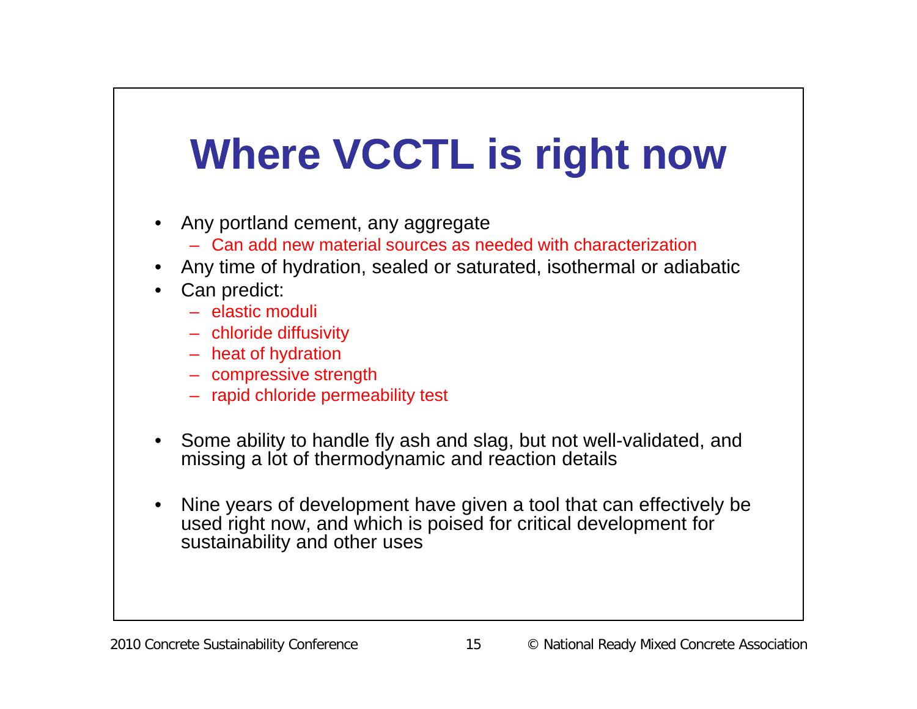# Where VCCTL is right now

- Any portland cement, any aggregate
  - Can add new material sources as needed with characterization
- Any time of hydration, sealed or saturated, isothermal or adiabatic
- Can predict:
  - elastic moduli
  - chloride diffusivity
  - heat of hydration
  - compressive strength
  - rapid chloride permeability test

- Some ability to handle fly ash and slag, but not well-validated, and missing a lot of thermodynamic and reaction details

- Nine years of development have given a tool that can effectively be used right now, and which is poised for critical development for sustainability and other uses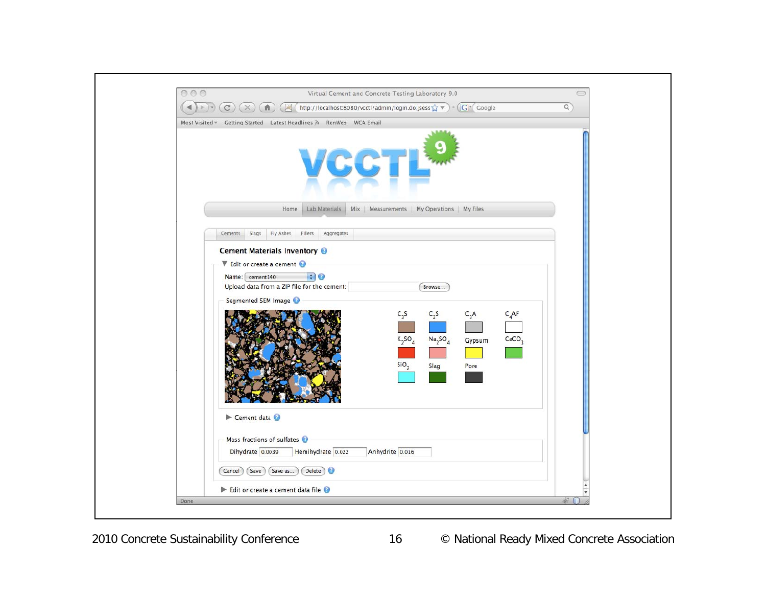Virtual Cement and Concrete Testing Laboratory 9.0

http://localhost:8080/vcctl/admin/login.do;sess

VCCTL 9

Home | Lab Materials | Mix | Measurements | My Operations | My Files

Cements | Slags | Fly Ashes | Fillers | Aggregates

**Cement Materials Inventory**

▼ Edit or create a cement

Name: cement140

Upload data from a ZIP file for the cement: Browse...

Segmented SEM Image

| $C_3S$ | $C_2S$ | $C_3A$ | $C_4AF$ |
|---|---|---|---|
| $K_2SO_4$ | $Na_2SO_4$ | Gypsum | $CaCO_3$ |
| $SiO_2$ | Slag | Pore | |

▶ Cement data

Mass fractions of sulfates

| Dihydrate | Hemihydrate | Anhydrite |
|---|---|---|
| 0.0039 | 0.022 | 0.016 |

Cancel | Save | Save as... | Delete

▶ Edit or create a cement data file

Done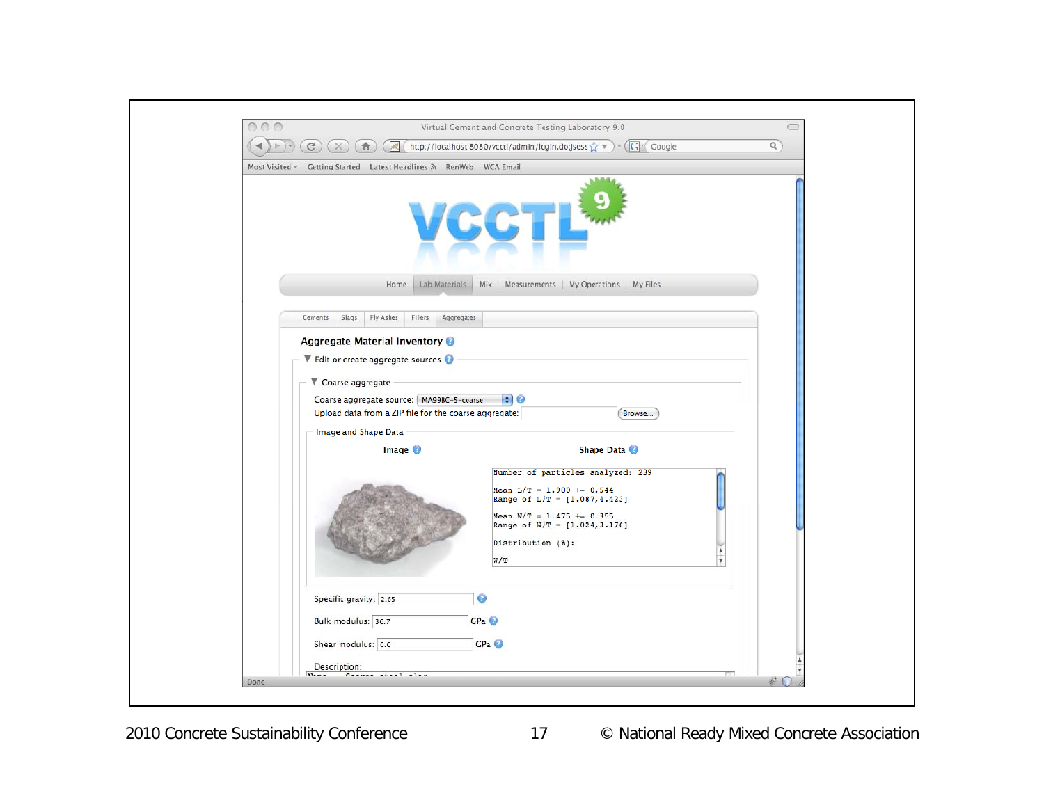Virtual Cement and Concrete Testing Laboratory 9.0

http://localhost:8080/vcctl/admin/login.do;jsess

Most Visited | Getting Started | Latest Headlines | RenWeb | WCA Email

VCCTL 9

Home | Lab Materials | Mix | Measurements | My Operations | My Files

Cements | Slags | Fly Ashes | Fillers | Aggregates

**Aggregate Material Inventory**

▼ Edit or create aggregate sources

▼ Coarse aggregate

Coarse aggregate source: MA99BC-5-coarse

Upload data from a ZIP file for the coarse aggregate: Browse...

Image and Shape Data

**Image** | **Shape Data**

```
Number of particles analyzed: 239

Mean L/T = 1.980 +- 0.544
Range of L/T = [1.087,4.423]

Mean W/T = 1.475 +- 0.355
Range of W/T = [1.024,3.176]

Distribution (%):

W/T
```

Specific gravity: 2.65

Bulk modulus: 36.7 GPa

Shear modulus: 0.0 GPa

Description:

Done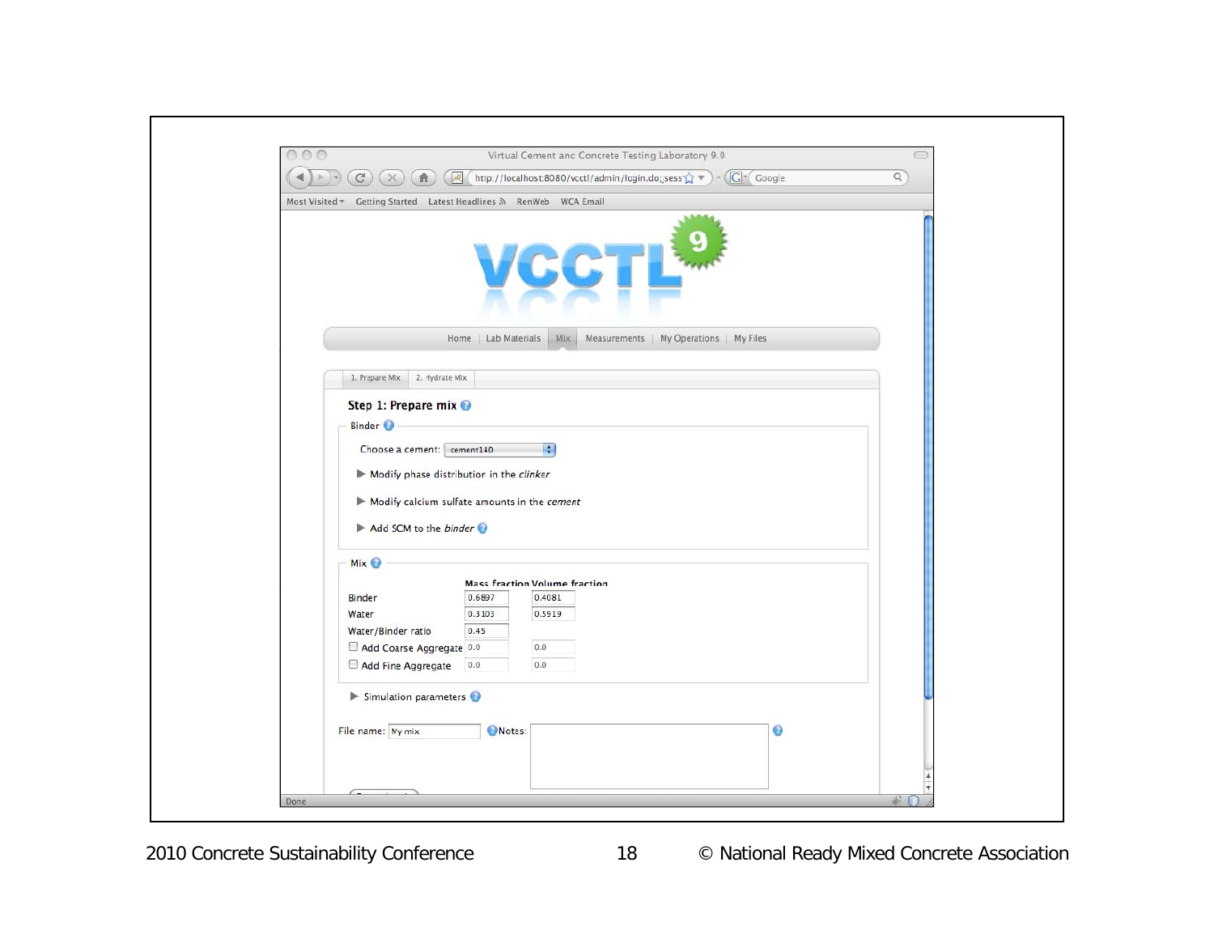Virtual Cement and Concrete Testing Laboratory 9.0

http://localhost:8080/vcctl/admin/login.do;sess

Most Visited | Getting Started | Latest Headlines | RenWeb | WCA Email

# VCCTL 9

Home | Lab Materials | Mix | Measurements | My Operations | My Files

1. Prepare Mix | 2. Hydrate Mix

## Step 1: Prepare mix

### Binder

Choose a cement: cement140

▶ Modify phase distribution in the *clinker*

▶ Modify calcium sulfate amounts in the *cement*

▶ Add SCM to the *binder*

### Mix

| | Mass fraction | Volume fraction |
|---|---|---|
| Binder | 0.6897 | 0.4081 |
| Water | 0.3103 | 0.5919 |
| Water/Binder ratio | 0.45 | |
| ☐ Add Coarse Aggregate | 0.0 | 0.0 |
| ☐ Add Fine Aggregate | 0.0 | 0.0 |

▶ Simulation parameters

File name: My mix

Notes:

Done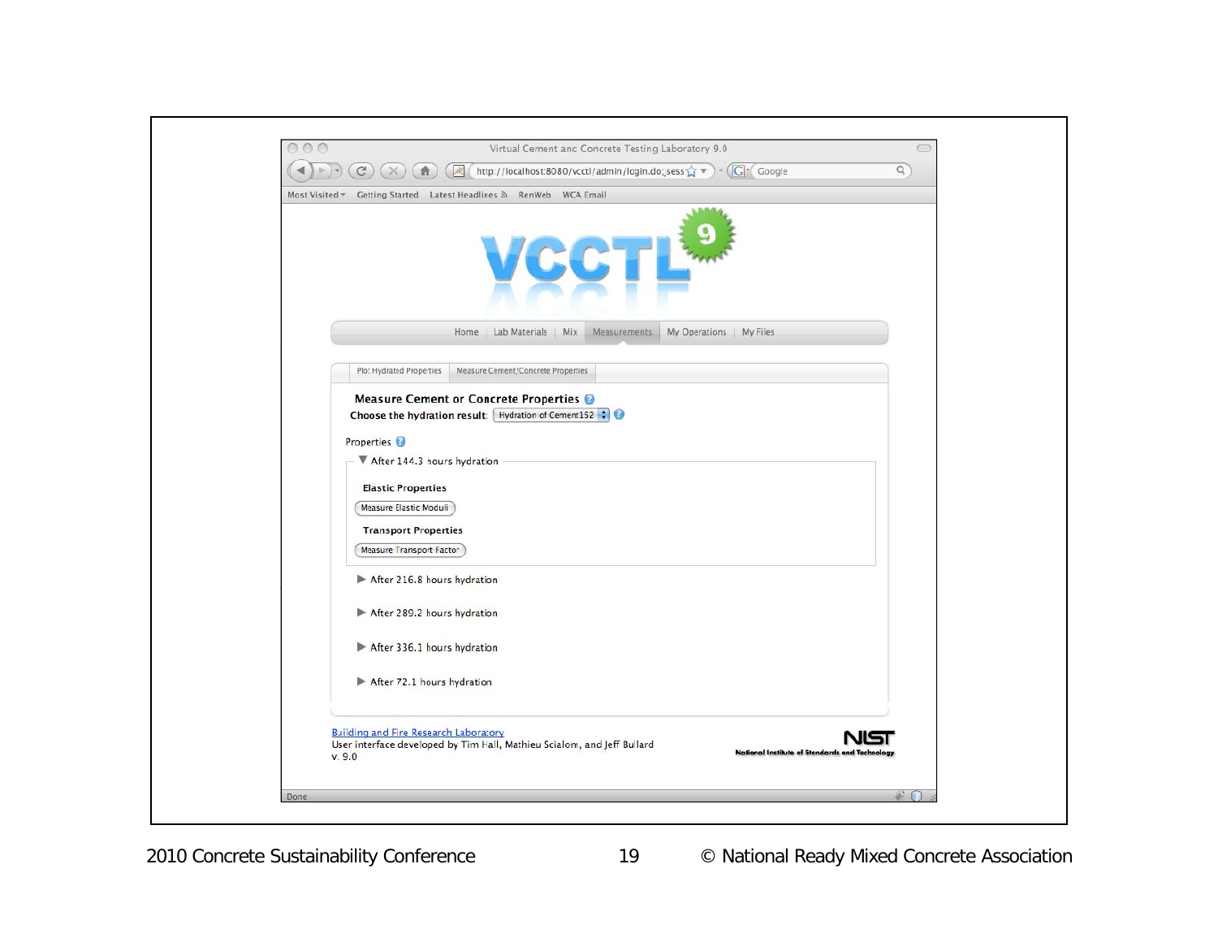Virtual Cement and Concrete Testing Laboratory 9.0

http://localhost:8080/vcctl/admin/login.do;sess

Most Visited | Getting Started | Latest Headlines | RenWeb | WCA Email

VCCTL 9

Home | Lab Materials | Mix | Measurements | My Operations | My Files

Plot Hydrated Properties | Measure Cement/Concrete Properties

### Measure Cement or Concrete Properties

**Choose the hydration result:** Hydration of Cement152

Properties

▼ After 144.3 hours hydration

**Elastic Properties**

Measure Elastic Moduli

**Transport Properties**

Measure Transport Factor

▶ After 216.8 hours hydration

▶ After 289.2 hours hydration

▶ After 336.1 hours hydration

▶ After 72.1 hours hydration

Building and Fire Research Laboratory
User interface developed by Tim Hall, Mathieu Scialom, and Jeff Bullard
v. 9.0

NIST
National Institute of Standards and Technology

Done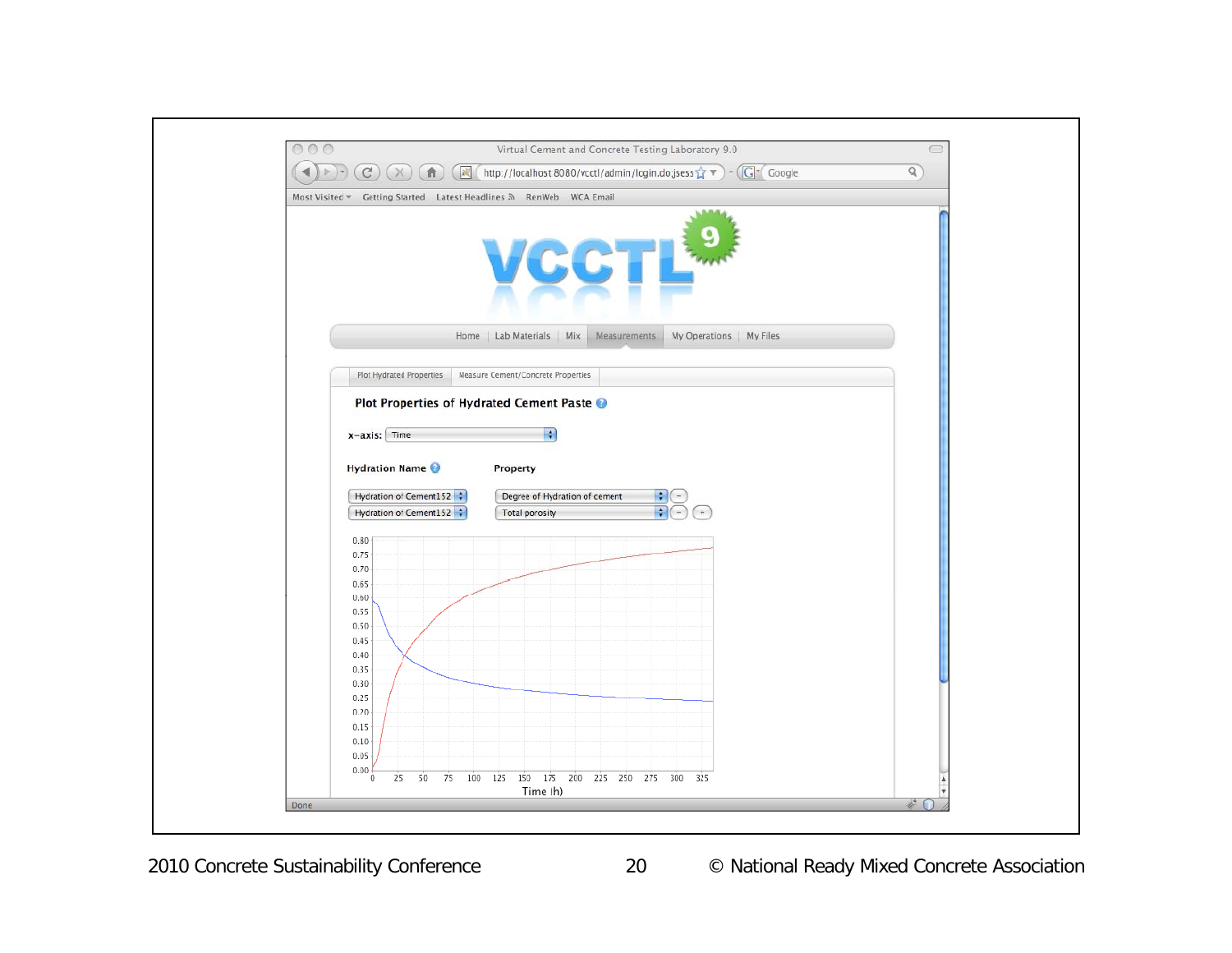Virtual Cement and Concrete Testing Laboratory 9.0

http://localhost:8080/vcctl/admin/login.do;jsess

Most Visited | Getting Started | Latest Headlines | RenWeb | WCA Email

VCCTL 9

Home | Lab Materials | Mix | Measurements | My Operations | My Files

Plot Hydrated Properties | Measure Cement/Concrete Properties

**Plot Properties of Hydrated Cement Paste**

x-axis: Time

| Hydration Name | Property |
|---|---|
| Hydration of Cement152 | Degree of Hydration of cement |
| Hydration of Cement152 | Total porosity |

Time (h)

Done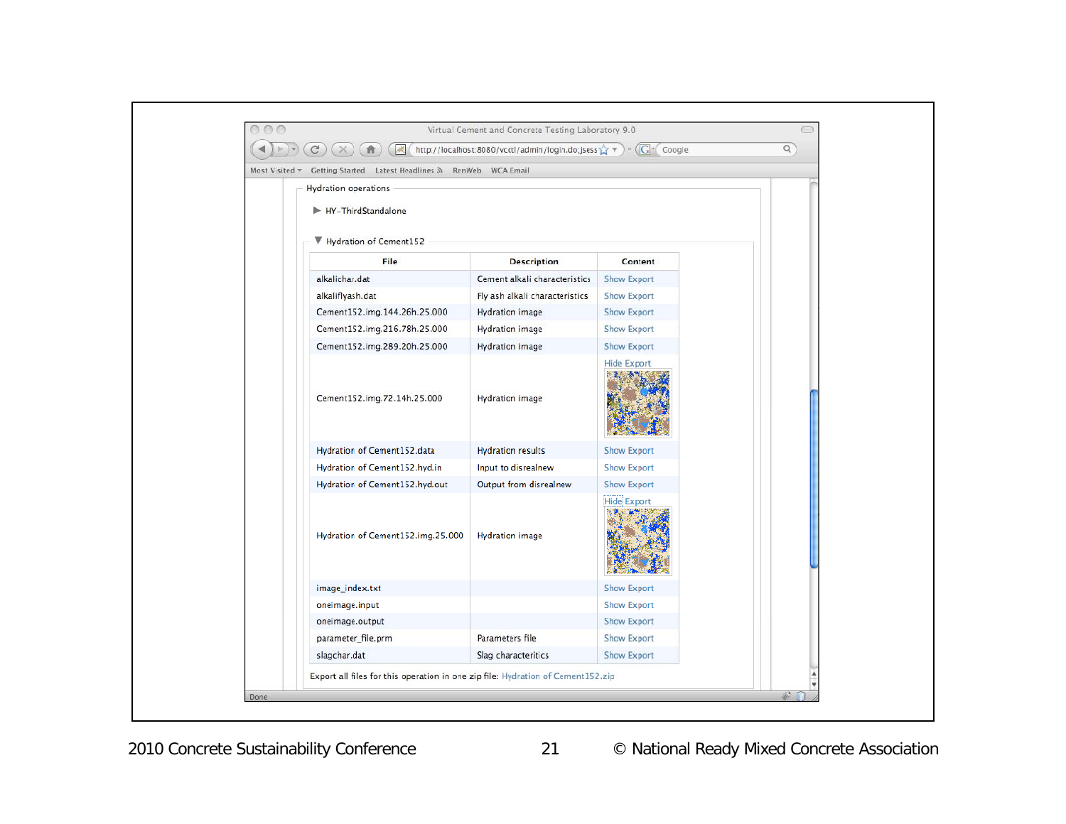Virtual Cement and Concrete Testing Laboratory 9.0

Hydration operations

▶ HY-ThirdStandalone

▼ Hydration of Cement152

| File | Description | Content |
|---|---|---|
| alkalichar.dat | Cement alkali characteristics | Show Export |
| alkaliflyash.dat | Fly ash alkali characteristics | Show Export |
| Cement152.img.144.26h.25.000 | Hydration image | Show Export |
| Cement152.img.216.78h.25.000 | Hydration image | Show Export |
| Cement152.img.289.20h.25.000 | Hydration image | Show Export |
| Cement152.img.72.14h.25.000 | Hydration image | Hide Export |
| Hydration of Cement152.data | Hydration results | Show Export |
| Hydration of Cement152.hyd.in | Input to disrealnew | Show Export |
| Hydration of Cement152.hyd.out | Output from disrealnew | Show Export |
| Hydration of Cement152.img.25.000 | Hydration image | Hide Export |
| image_index.txt | | Show Export |
| oneimage.input | | Show Export |
| oneimage.output | | Show Export |
| parameter_file.prm | Parameters file | Show Export |
| slagchar.dat | Slag characteritics | Show Export |

Export all files for this operation in one zip file: Hydration of Cement152.zip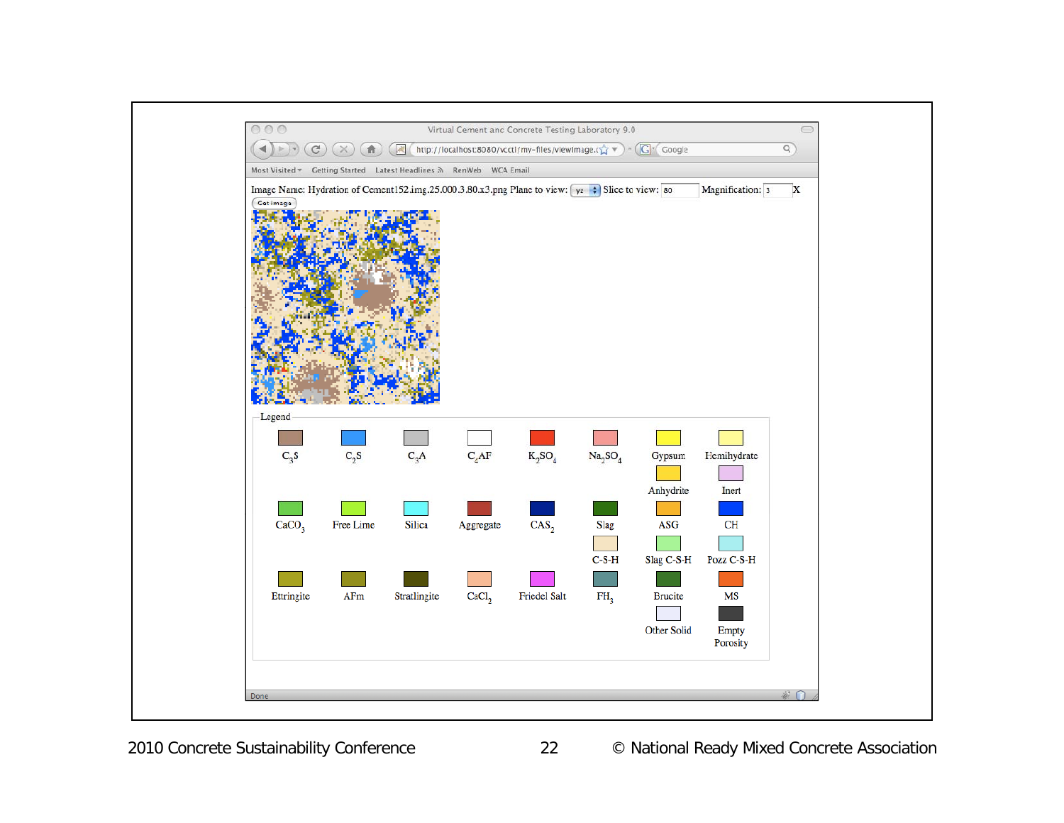Virtual Cement and Concrete Testing Laboratory 9.0

Image Name: Hydration of Cement152.img.25.000.3.80.x3.png Plane to view: yz Slice to view: 80 Magnification: 3 X

Get image

Legend

| | | | | | | | |
|---|---|---|---|---|---|---|---|
| $C_3S$ | $C_2S$ | $C_3A$ | $C_4AF$ | $K_2SO_4$ | $Na_2SO_4$ | Gypsum | Hemihydrate |
| | | | | | | Anhydrite | Inert |
| $CaCO_3$ | Free Lime | Silica | Aggregate | $CAS_2$ | Slag | ASG | CH |
| | | | | | C-S-H | Slag C-S-H | Pozz C-S-H |
| Ettringite | AFm | Stratlingite | $CaCl_2$ | Friedel Salt | $FH_3$ | Brucite | MS |
| | | | | | | Other Solid | Empty Porosity |

Done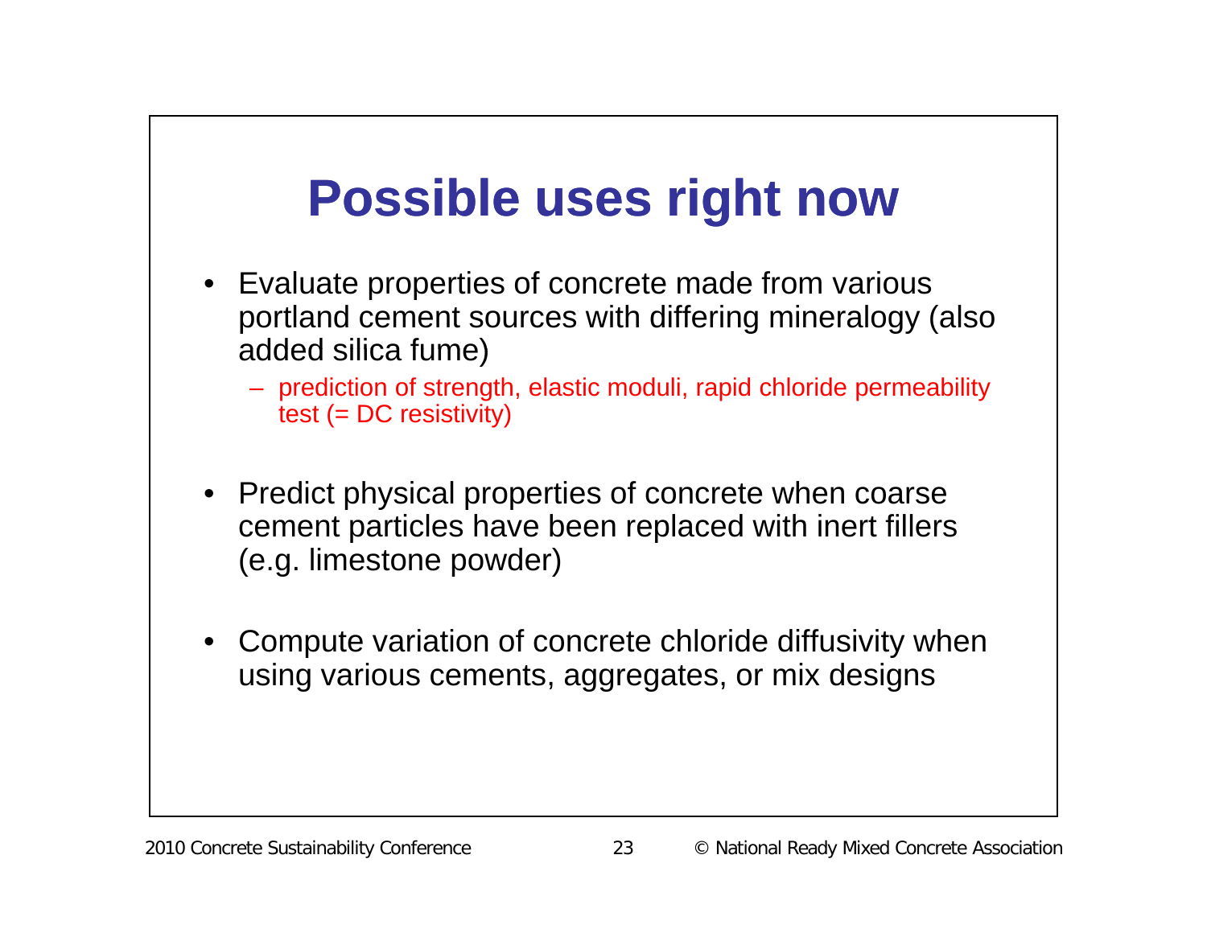# Possible uses right now

- Evaluate properties of concrete made from various portland cement sources with differing mineralogy (also added silica fume)
  - prediction of strength, elastic moduli, rapid chloride permeability test (= DC resistivity)

- Predict physical properties of concrete when coarse cement particles have been replaced with inert fillers (e.g. limestone powder)

- Compute variation of concrete chloride diffusivity when using various cements, aggregates, or mix designs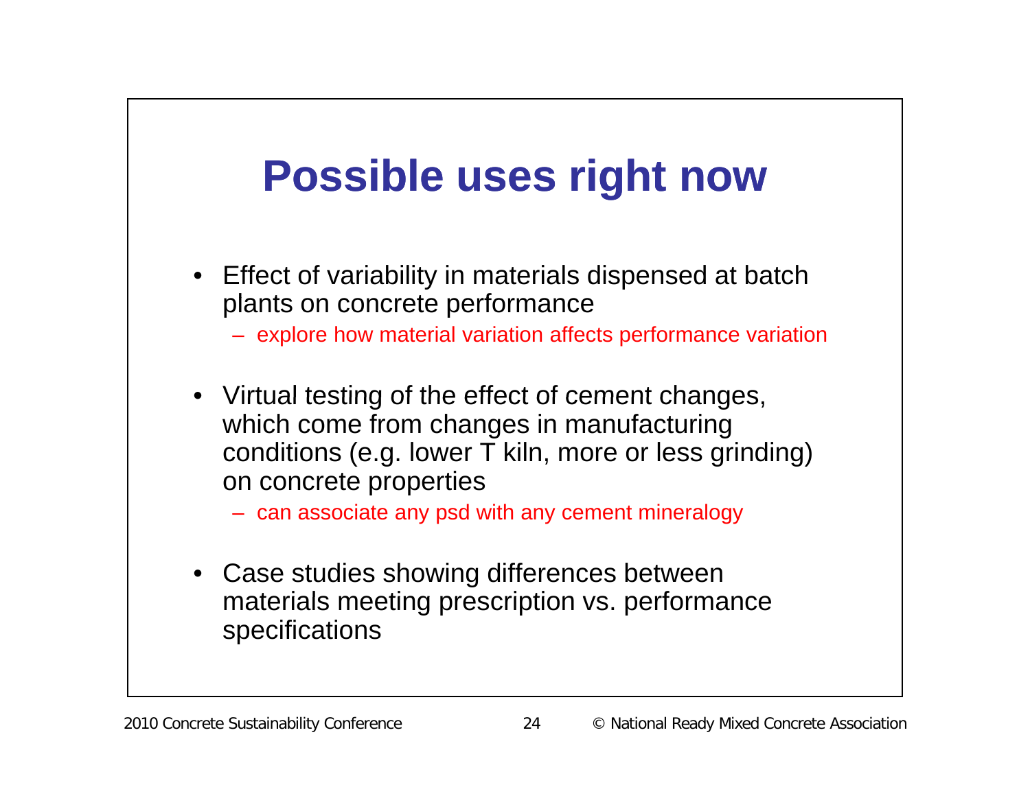# Possible uses right now

- Effect of variability in materials dispensed at batch plants on concrete performance
  - explore how material variation affects performance variation
- Virtual testing of the effect of cement changes, which come from changes in manufacturing conditions (e.g. lower T kiln, more or less grinding) on concrete properties
  - can associate any psd with any cement mineralogy
- Case studies showing differences between materials meeting prescription vs. performance specifications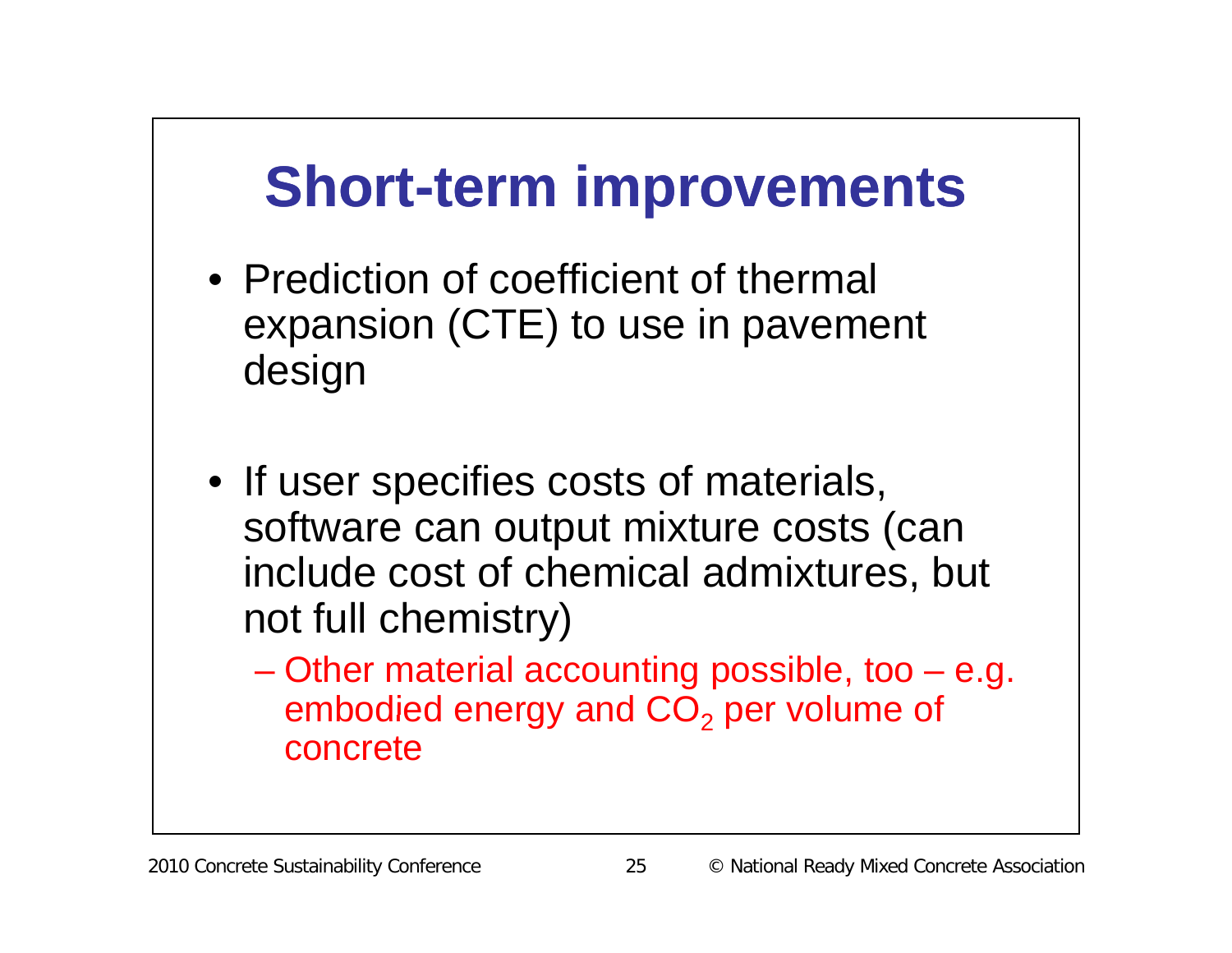# Short-term improvements

- Prediction of coefficient of thermal expansion (CTE) to use in pavement design

- If user specifies costs of materials, software can output mixture costs (can include cost of chemical admixtures, but not full chemistry)
  - Other material accounting possible, too – e.g. embodied energy and $CO_2$ per volume of concrete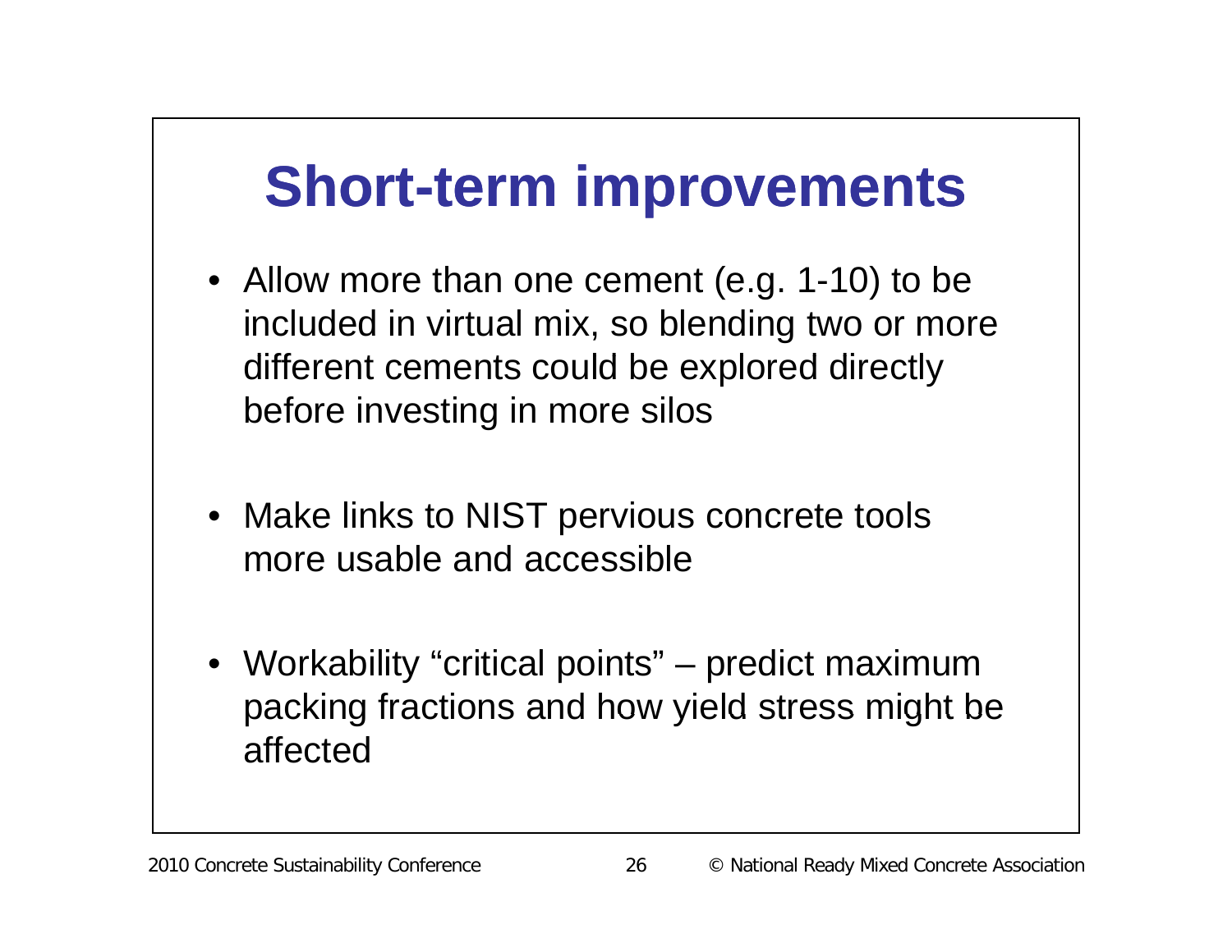# Short-term improvements

- Allow more than one cement (e.g. 1-10) to be included in virtual mix, so blending two or more different cements could be explored directly before investing in more silos
- Make links to NIST pervious concrete tools more usable and accessible
- Workability “critical points” – predict maximum packing fractions and how yield stress might be affected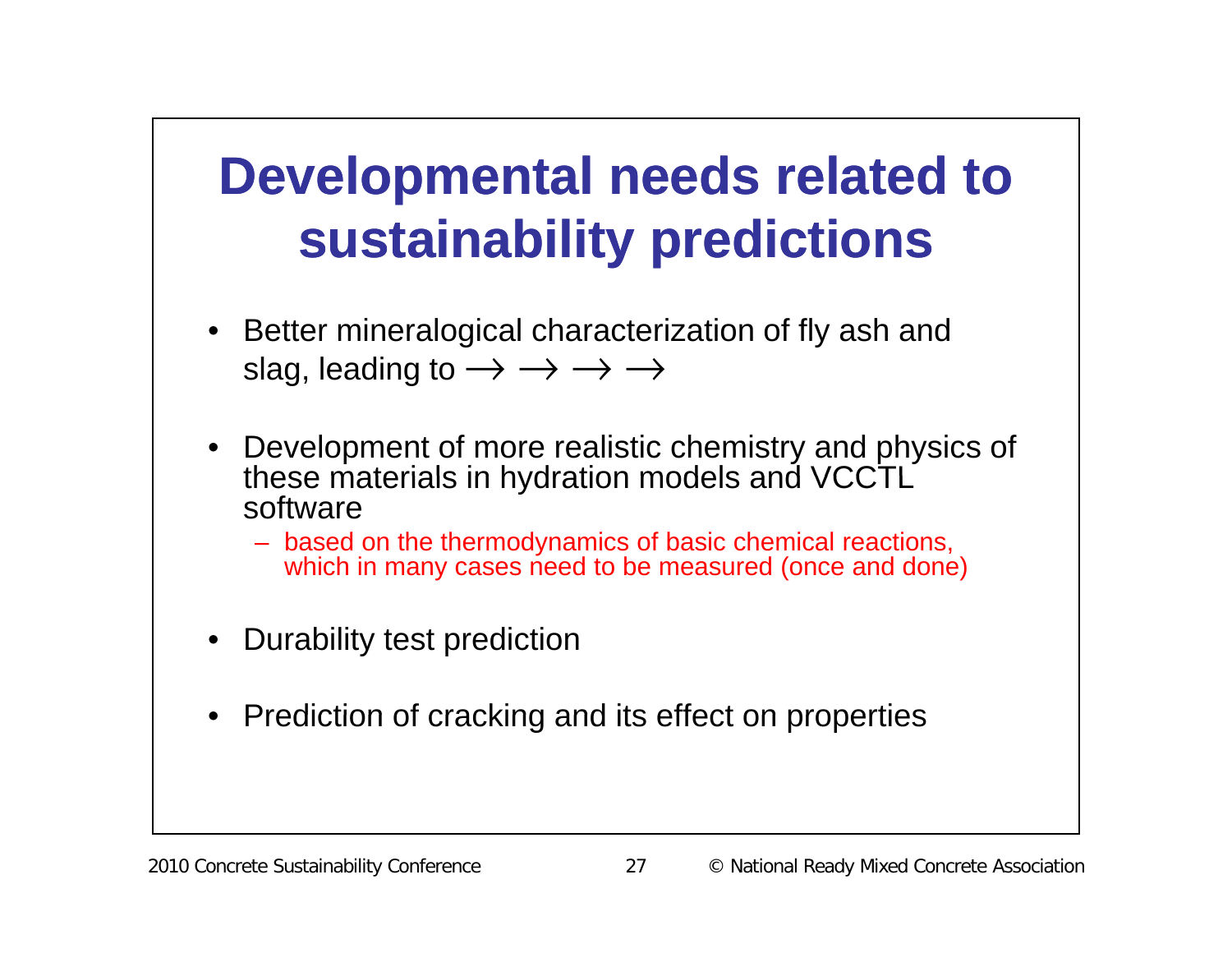# Developmental needs related to sustainability predictions

- Better mineralogical characterization of fly ash and slag, leading to $\longrightarrow \longrightarrow \longrightarrow \longrightarrow$

- Development of more realistic chemistry and physics of these materials in hydration models and VCCTL software
  - based on the thermodynamics of basic chemical reactions, which in many cases need to be measured (once and done)

- Durability test prediction

- Prediction of cracking and its effect on properties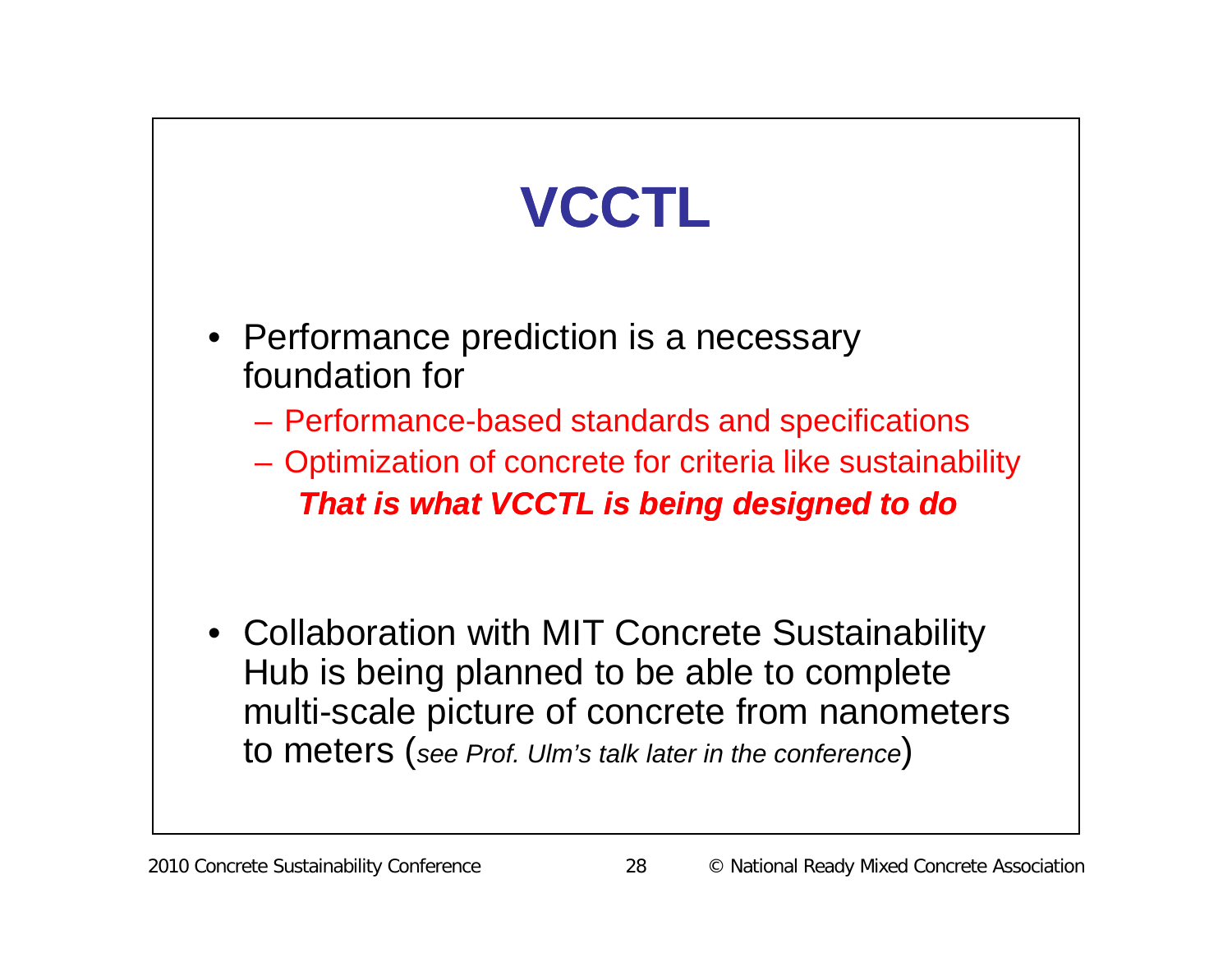# VCCTL

- Performance prediction is a necessary foundation for
  - Performance-based standards and specifications
  - Optimization of concrete for criteria like sustainability

    ***That is what VCCTL is being designed to do***

- Collaboration with MIT Concrete Sustainability Hub is being planned to be able to complete multi-scale picture of concrete from nanometers to meters (*see Prof. Ulm's talk later in the conference*)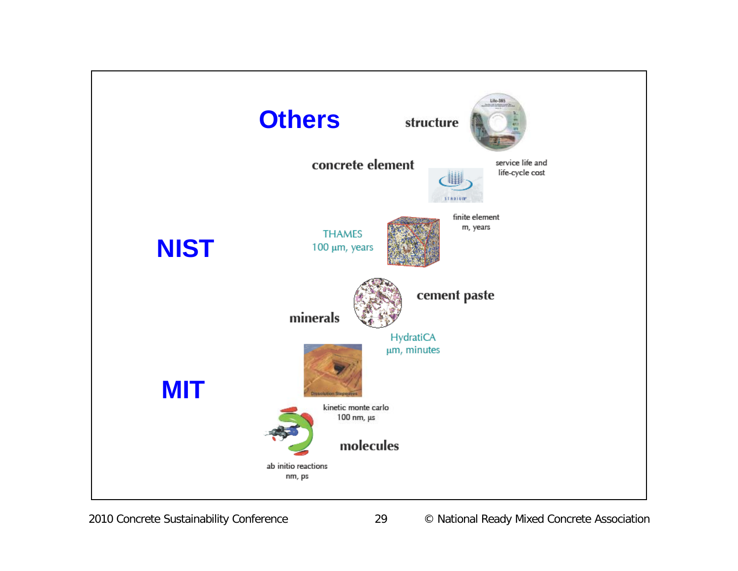**Others**

structure

service life and life-cycle cost

concrete element

finite element
m, years

**NIST**

THAMES
100 μm, years

cement paste

minerals

HydratiCA
μm, minutes

**MIT**

kinetic monte carlo
100 nm, μs

molecules

ab initio reactions
nm, ps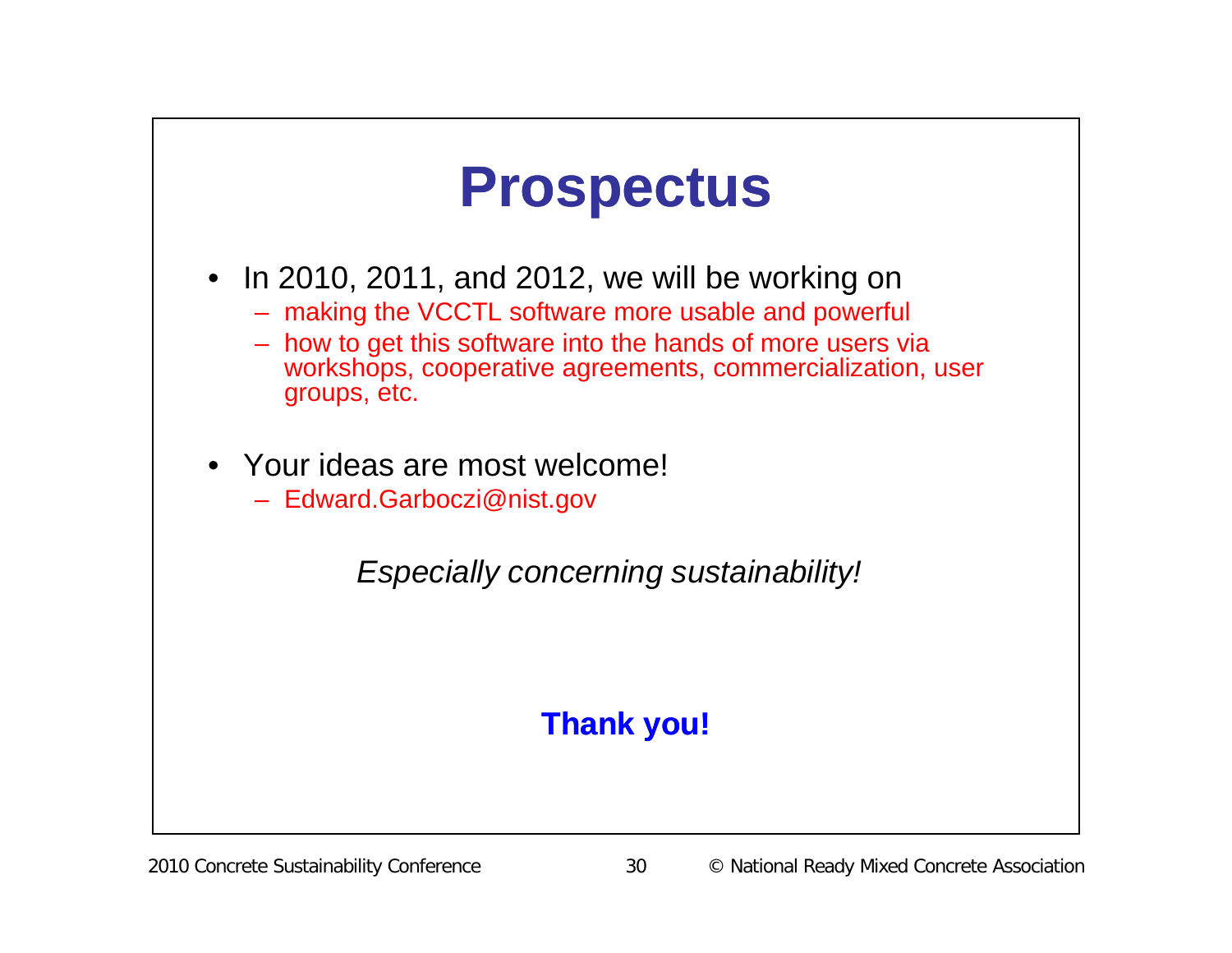# Prospectus

- In 2010, 2011, and 2012, we will be working on
  - making the VCCTL software more usable and powerful
  - how to get this software into the hands of more users via workshops, cooperative agreements, commercialization, user groups, etc.

- Your ideas are most welcome!
  - Edward.Garboczi@nist.gov

*Especially concerning sustainability!*

**Thank you!**